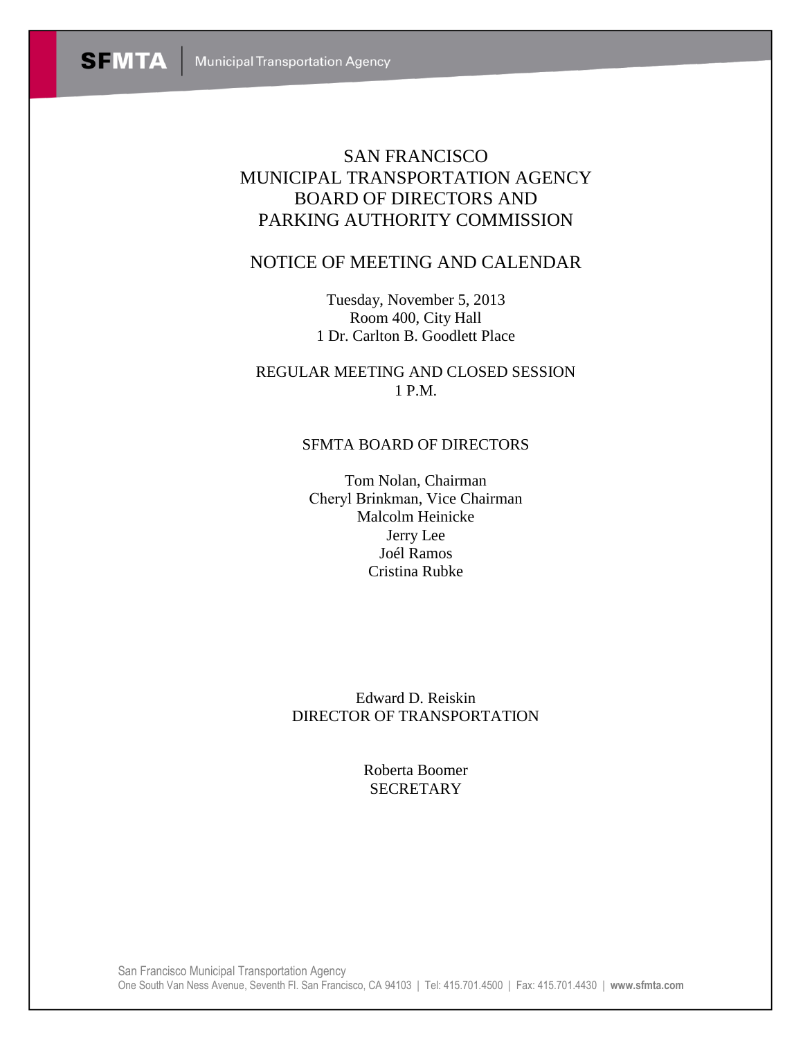SFMTA | Municipal Transportation Agency

# SAN FRANCISCO MUNICIPAL TRANSPORTATION AGENCY BOARD OF DIRECTORS AND PARKING AUTHORITY COMMISSION

## NOTICE OF MEETING AND CALENDAR

Tuesday, November 5, 2013
Room 400, City Hall
1 Dr. Carlton B. Goodlett Place

REGULAR MEETING AND CLOSED SESSION
1 P.M.

### SFMTA BOARD OF DIRECTORS

Tom Nolan, Chairman
Cheryl Brinkman, Vice Chairman
Malcolm Heinicke
Jerry Lee
Joél Ramos
Cristina Rubke

Edward D. Reiskin
DIRECTOR OF TRANSPORTATION

Roberta Boomer
SECRETARY

San Francisco Municipal Transportation Agency
One South Van Ness Avenue, Seventh Fl. San Francisco, CA 94103 | Tel: 415.701.4500 | Fax: 415.701.4430 | **www.sfmta.com**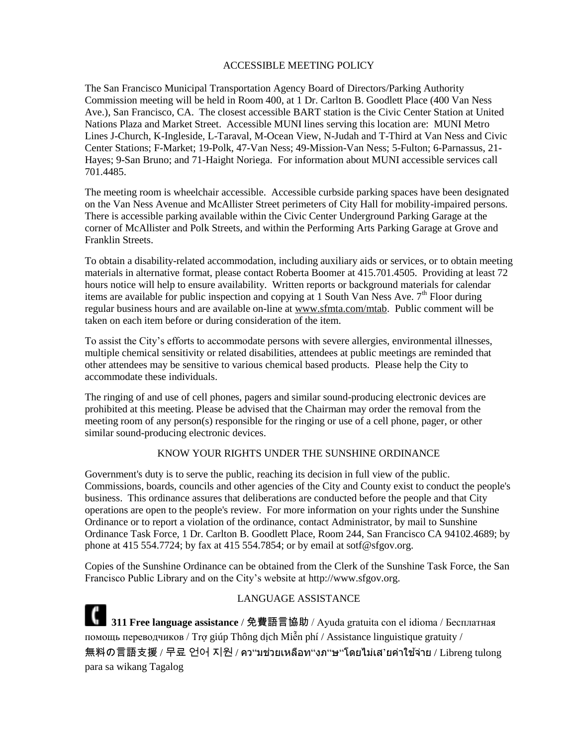## ACCESSIBLE MEETING POLICY

The San Francisco Municipal Transportation Agency Board of Directors/Parking Authority Commission meeting will be held in Room 400, at 1 Dr. Carlton B. Goodlett Place (400 Van Ness Ave.), San Francisco, CA. The closest accessible BART station is the Civic Center Station at United Nations Plaza and Market Street. Accessible MUNI lines serving this location are: MUNI Metro Lines J-Church, K-Ingleside, L-Taraval, M-Ocean View, N-Judah and T-Third at Van Ness and Civic Center Stations; F-Market; 19-Polk, 47-Van Ness; 49-Mission-Van Ness; 5-Fulton; 6-Parnassus, 21-Hayes; 9-San Bruno; and 71-Haight Noriega. For information about MUNI accessible services call 701.4485.

The meeting room is wheelchair accessible. Accessible curbside parking spaces have been designated on the Van Ness Avenue and McAllister Street perimeters of City Hall for mobility-impaired persons. There is accessible parking available within the Civic Center Underground Parking Garage at the corner of McAllister and Polk Streets, and within the Performing Arts Parking Garage at Grove and Franklin Streets.

To obtain a disability-related accommodation, including auxiliary aids or services, or to obtain meeting materials in alternative format, please contact Roberta Boomer at 415.701.4505. Providing at least 72 hours notice will help to ensure availability. Written reports or background materials for calendar items are available for public inspection and copying at 1 South Van Ness Ave. 7th Floor during regular business hours and are available on-line at www.sfmta.com/mtab. Public comment will be taken on each item before or during consideration of the item.

To assist the City's efforts to accommodate persons with severe allergies, environmental illnesses, multiple chemical sensitivity or related disabilities, attendees at public meetings are reminded that other attendees may be sensitive to various chemical based products. Please help the City to accommodate these individuals.

The ringing of and use of cell phones, pagers and similar sound-producing electronic devices are prohibited at this meeting. Please be advised that the Chairman may order the removal from the meeting room of any person(s) responsible for the ringing or use of a cell phone, pager, or other similar sound-producing electronic devices.

## KNOW YOUR RIGHTS UNDER THE SUNSHINE ORDINANCE

Government's duty is to serve the public, reaching its decision in full view of the public. Commissions, boards, councils and other agencies of the City and County exist to conduct the people's business. This ordinance assures that deliberations are conducted before the people and that City operations are open to the people's review. For more information on your rights under the Sunshine Ordinance or to report a violation of the ordinance, contact Administrator, by mail to Sunshine Ordinance Task Force, 1 Dr. Carlton B. Goodlett Place, Room 244, San Francisco CA 94102.4689; by phone at 415 554.7724; by fax at 415 554.7854; or by email at sotf@sfgov.org.

Copies of the Sunshine Ordinance can be obtained from the Clerk of the Sunshine Task Force, the San Francisco Public Library and on the City's website at http://www.sfgov.org.

## LANGUAGE ASSISTANCE

**311 Free language assistance** / 免費語言協助 / Ayuda gratuita con el idioma / Бесплатная помощь переводчиков / Trợ giúp Thông dịch Miễn phí / Assistance linguistique gratuity / 無料の言語支援 / 무료 언어 지원 / คว"มช่วยเหลือท"งภ"ษ"โดยไม่เส'ยค่าใช้จ่าย / Libreng tulong para sa wikang Tagalog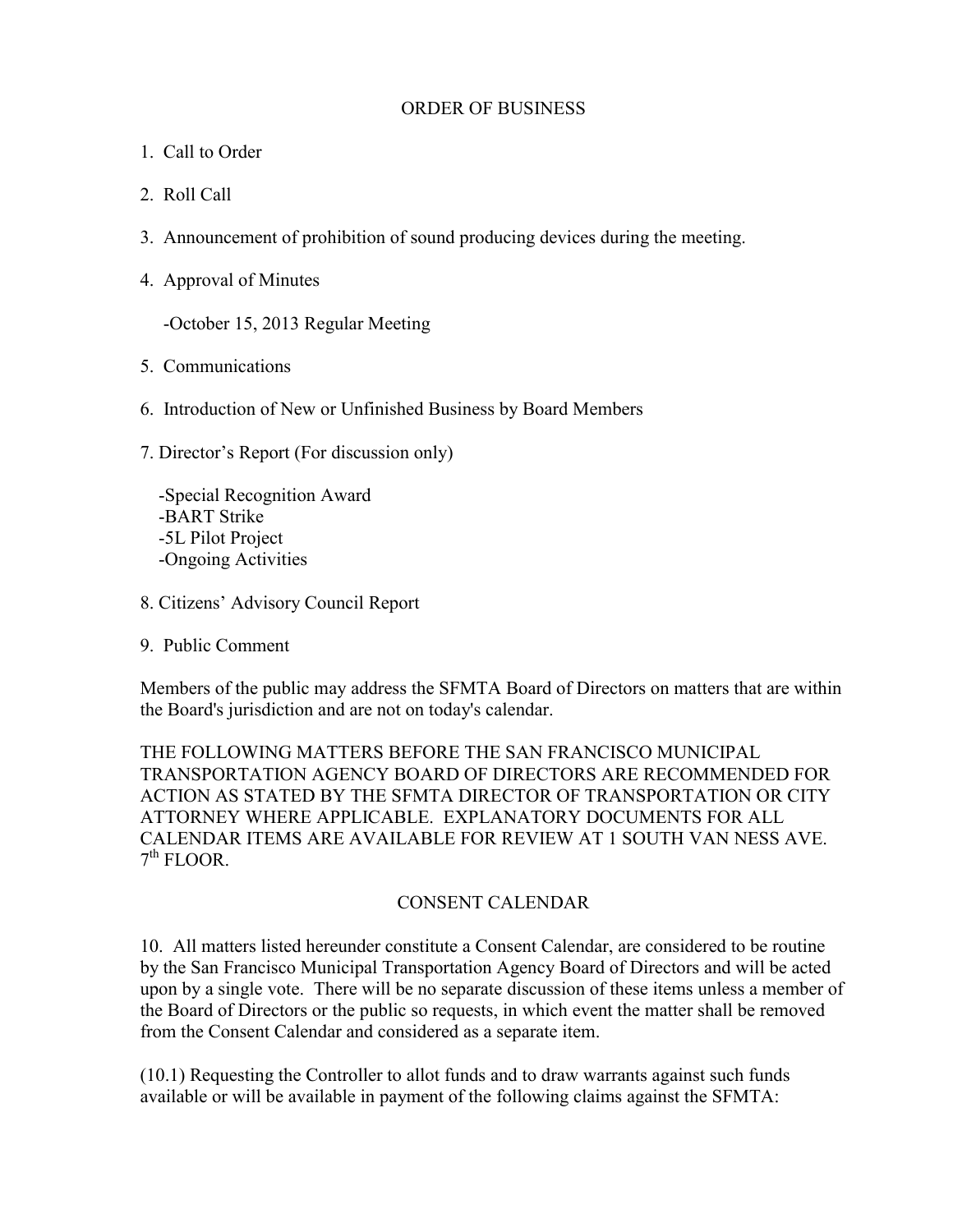## ORDER OF BUSINESS

1. Call to Order

2. Roll Call

3. Announcement of prohibition of sound producing devices during the meeting.

4. Approval of Minutes

   -October 15, 2013 Regular Meeting

5. Communications

6. Introduction of New or Unfinished Business by Board Members

7. Director's Report (For discussion only)

   -Special Recognition Award
   -BART Strike
   -5L Pilot Project
   -Ongoing Activities

8. Citizens' Advisory Council Report

9. Public Comment

Members of the public may address the SFMTA Board of Directors on matters that are within the Board's jurisdiction and are not on today's calendar.

THE FOLLOWING MATTERS BEFORE THE SAN FRANCISCO MUNICIPAL TRANSPORTATION AGENCY BOARD OF DIRECTORS ARE RECOMMENDED FOR ACTION AS STATED BY THE SFMTA DIRECTOR OF TRANSPORTATION OR CITY ATTORNEY WHERE APPLICABLE. EXPLANATORY DOCUMENTS FOR ALL CALENDAR ITEMS ARE AVAILABLE FOR REVIEW AT 1 SOUTH VAN NESS AVE. 7th FLOOR.

## CONSENT CALENDAR

10. All matters listed hereunder constitute a Consent Calendar, are considered to be routine by the San Francisco Municipal Transportation Agency Board of Directors and will be acted upon by a single vote. There will be no separate discussion of these items unless a member of the Board of Directors or the public so requests, in which event the matter shall be removed from the Consent Calendar and considered as a separate item.

(10.1) Requesting the Controller to allot funds and to draw warrants against such funds available or will be available in payment of the following claims against the SFMTA: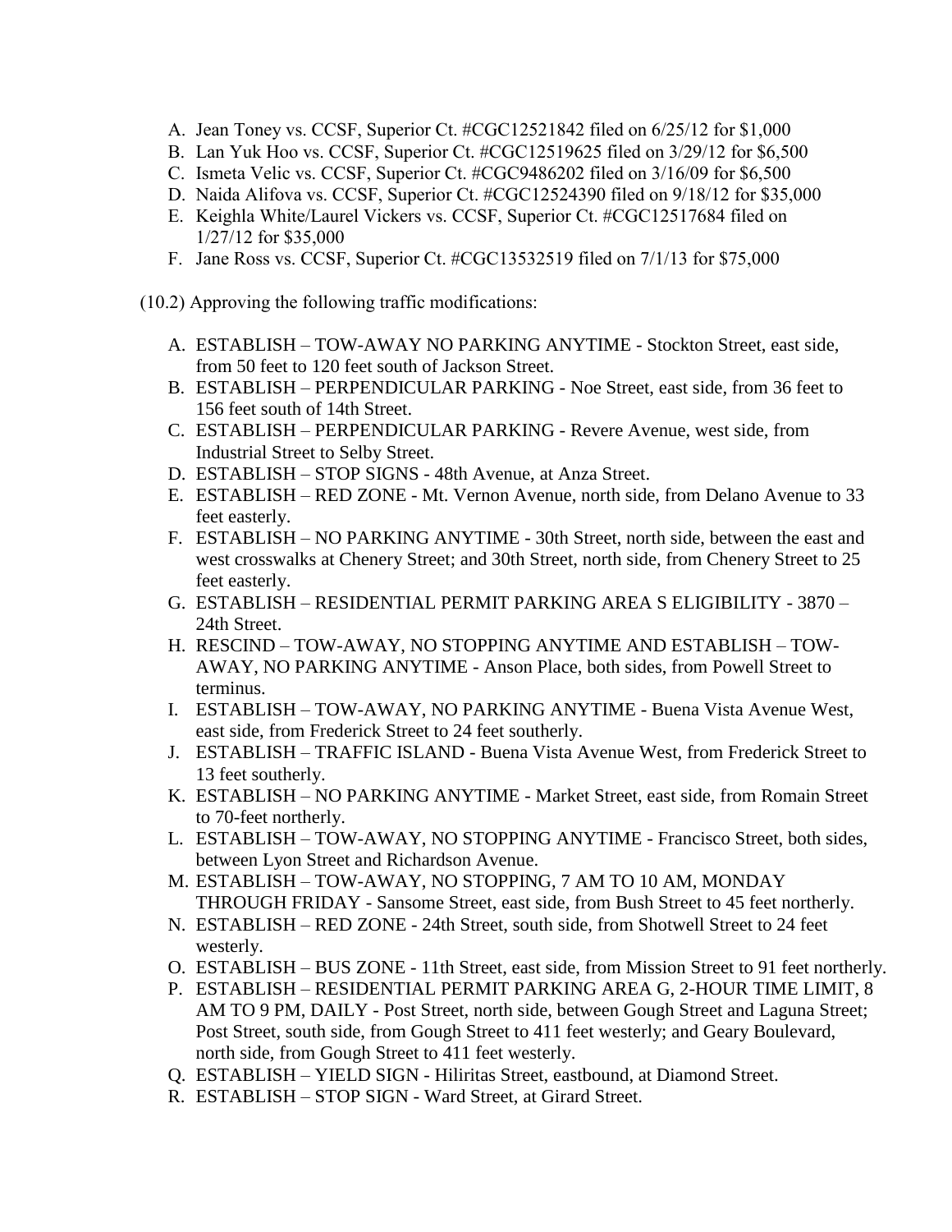A. Jean Toney vs. CCSF, Superior Ct. #CGC12521842 filed on 6/25/12 for $1,000
B. Lan Yuk Hoo vs. CCSF, Superior Ct. #CGC12519625 filed on 3/29/12 for $6,500
C. Ismeta Velic vs. CCSF, Superior Ct. #CGC9486202 filed on 3/16/09 for $6,500
D. Naida Alifova vs. CCSF, Superior Ct. #CGC12524390 filed on 9/18/12 for $35,000
E. Keighla White/Laurel Vickers vs. CCSF, Superior Ct. #CGC12517684 filed on 1/27/12 for $35,000
F. Jane Ross vs. CCSF, Superior Ct. #CGC13532519 filed on 7/1/13 for $75,000

(10.2) Approving the following traffic modifications:

A. ESTABLISH – TOW-AWAY NO PARKING ANYTIME - Stockton Street, east side, from 50 feet to 120 feet south of Jackson Street.
B. ESTABLISH – PERPENDICULAR PARKING - Noe Street, east side, from 36 feet to 156 feet south of 14th Street.
C. ESTABLISH – PERPENDICULAR PARKING - Revere Avenue, west side, from Industrial Street to Selby Street.
D. ESTABLISH – STOP SIGNS - 48th Avenue, at Anza Street.
E. ESTABLISH – RED ZONE - Mt. Vernon Avenue, north side, from Delano Avenue to 33 feet easterly.
F. ESTABLISH – NO PARKING ANYTIME - 30th Street, north side, between the east and west crosswalks at Chenery Street; and 30th Street, north side, from Chenery Street to 25 feet easterly.
G. ESTABLISH – RESIDENTIAL PERMIT PARKING AREA S ELIGIBILITY - 3870 – 24th Street.
H. RESCIND – TOW-AWAY, NO STOPPING ANYTIME AND ESTABLISH – TOW-AWAY, NO PARKING ANYTIME - Anson Place, both sides, from Powell Street to terminus.
I. ESTABLISH – TOW-AWAY, NO PARKING ANYTIME - Buena Vista Avenue West, east side, from Frederick Street to 24 feet southerly.
J. ESTABLISH – TRAFFIC ISLAND - Buena Vista Avenue West, from Frederick Street to 13 feet southerly.
K. ESTABLISH – NO PARKING ANYTIME - Market Street, east side, from Romain Street to 70-feet northerly.
L. ESTABLISH – TOW-AWAY, NO STOPPING ANYTIME - Francisco Street, both sides, between Lyon Street and Richardson Avenue.
M. ESTABLISH – TOW-AWAY, NO STOPPING, 7 AM TO 10 AM, MONDAY THROUGH FRIDAY - Sansome Street, east side, from Bush Street to 45 feet northerly.
N. ESTABLISH – RED ZONE - 24th Street, south side, from Shotwell Street to 24 feet westerly.
O. ESTABLISH – BUS ZONE - 11th Street, east side, from Mission Street to 91 feet northerly.
P. ESTABLISH – RESIDENTIAL PERMIT PARKING AREA G, 2-HOUR TIME LIMIT, 8 AM TO 9 PM, DAILY - Post Street, north side, between Gough Street and Laguna Street; Post Street, south side, from Gough Street to 411 feet westerly; and Geary Boulevard, north side, from Gough Street to 411 feet westerly.
Q. ESTABLISH – YIELD SIGN - Hiliritas Street, eastbound, at Diamond Street.
R. ESTABLISH – STOP SIGN - Ward Street, at Girard Street.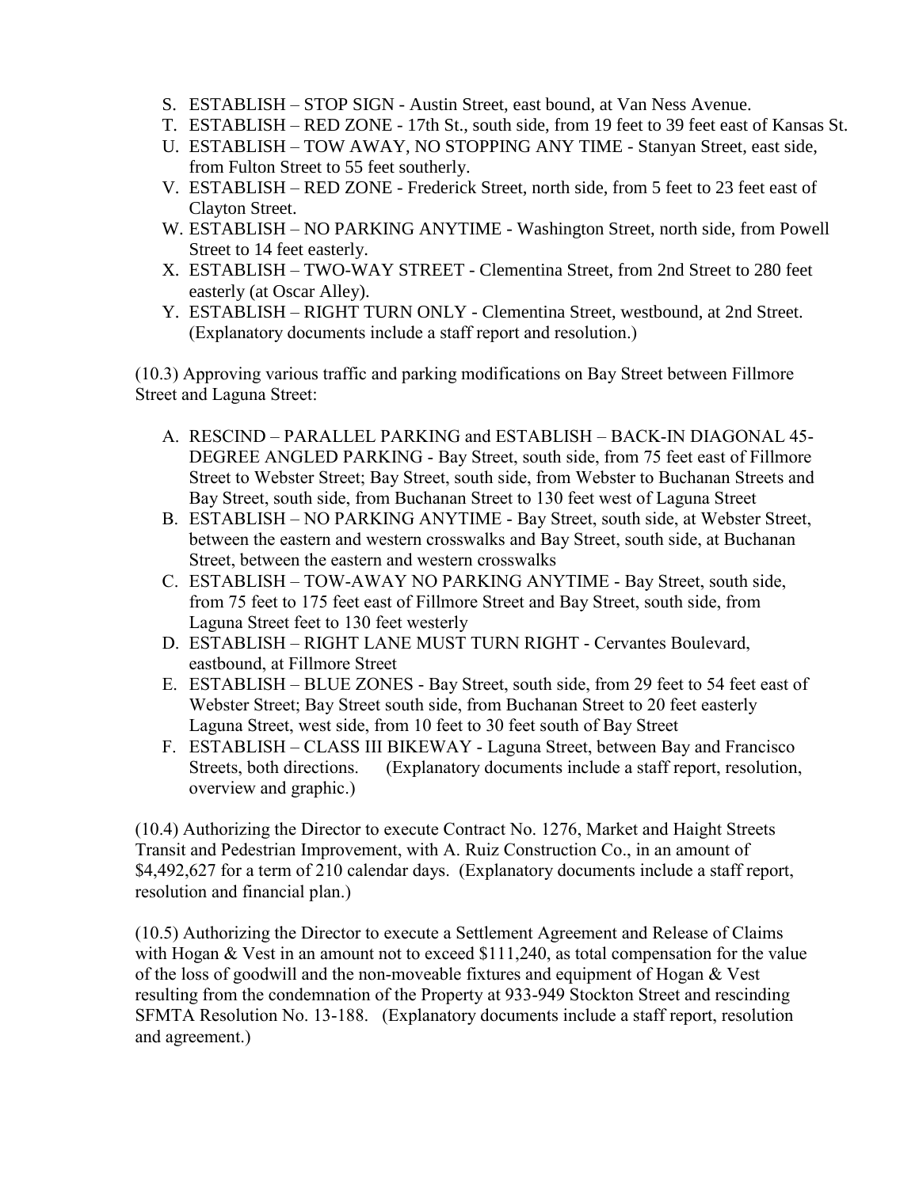S. ESTABLISH – STOP SIGN - Austin Street, east bound, at Van Ness Avenue.
T. ESTABLISH – RED ZONE - 17th St., south side, from 19 feet to 39 feet east of Kansas St.
U. ESTABLISH – TOW AWAY, NO STOPPING ANY TIME - Stanyan Street, east side, from Fulton Street to 55 feet southerly.
V. ESTABLISH – RED ZONE - Frederick Street, north side, from 5 feet to 23 feet east of Clayton Street.
W. ESTABLISH – NO PARKING ANYTIME - Washington Street, north side, from Powell Street to 14 feet easterly.
X. ESTABLISH – TWO-WAY STREET - Clementina Street, from 2nd Street to 280 feet easterly (at Oscar Alley).
Y. ESTABLISH – RIGHT TURN ONLY - Clementina Street, westbound, at 2nd Street. (Explanatory documents include a staff report and resolution.)

(10.3) Approving various traffic and parking modifications on Bay Street between Fillmore Street and Laguna Street:

A. RESCIND – PARALLEL PARKING and ESTABLISH – BACK-IN DIAGONAL 45-DEGREE ANGLED PARKING - Bay Street, south side, from 75 feet east of Fillmore Street to Webster Street; Bay Street, south side, from Webster to Buchanan Streets and Bay Street, south side, from Buchanan Street to 130 feet west of Laguna Street
B. ESTABLISH – NO PARKING ANYTIME - Bay Street, south side, at Webster Street, between the eastern and western crosswalks and Bay Street, south side, at Buchanan Street, between the eastern and western crosswalks
C. ESTABLISH – TOW-AWAY NO PARKING ANYTIME - Bay Street, south side, from 75 feet to 175 feet east of Fillmore Street and Bay Street, south side, from Laguna Street feet to 130 feet westerly
D. ESTABLISH – RIGHT LANE MUST TURN RIGHT - Cervantes Boulevard, eastbound, at Fillmore Street
E. ESTABLISH – BLUE ZONES - Bay Street, south side, from 29 feet to 54 feet east of Webster Street; Bay Street south side, from Buchanan Street to 20 feet easterly Laguna Street, west side, from 10 feet to 30 feet south of Bay Street
F. ESTABLISH – CLASS III BIKEWAY - Laguna Street, between Bay and Francisco Streets, both directions. (Explanatory documents include a staff report, resolution, overview and graphic.)

(10.4) Authorizing the Director to execute Contract No. 1276, Market and Haight Streets Transit and Pedestrian Improvement, with A. Ruiz Construction Co., in an amount of $4,492,627 for a term of 210 calendar days. (Explanatory documents include a staff report, resolution and financial plan.)

(10.5) Authorizing the Director to execute a Settlement Agreement and Release of Claims with Hogan & Vest in an amount not to exceed $111,240, as total compensation for the value of the loss of goodwill and the non-moveable fixtures and equipment of Hogan & Vest resulting from the condemnation of the Property at 933-949 Stockton Street and rescinding SFMTA Resolution No. 13-188. (Explanatory documents include a staff report, resolution and agreement.)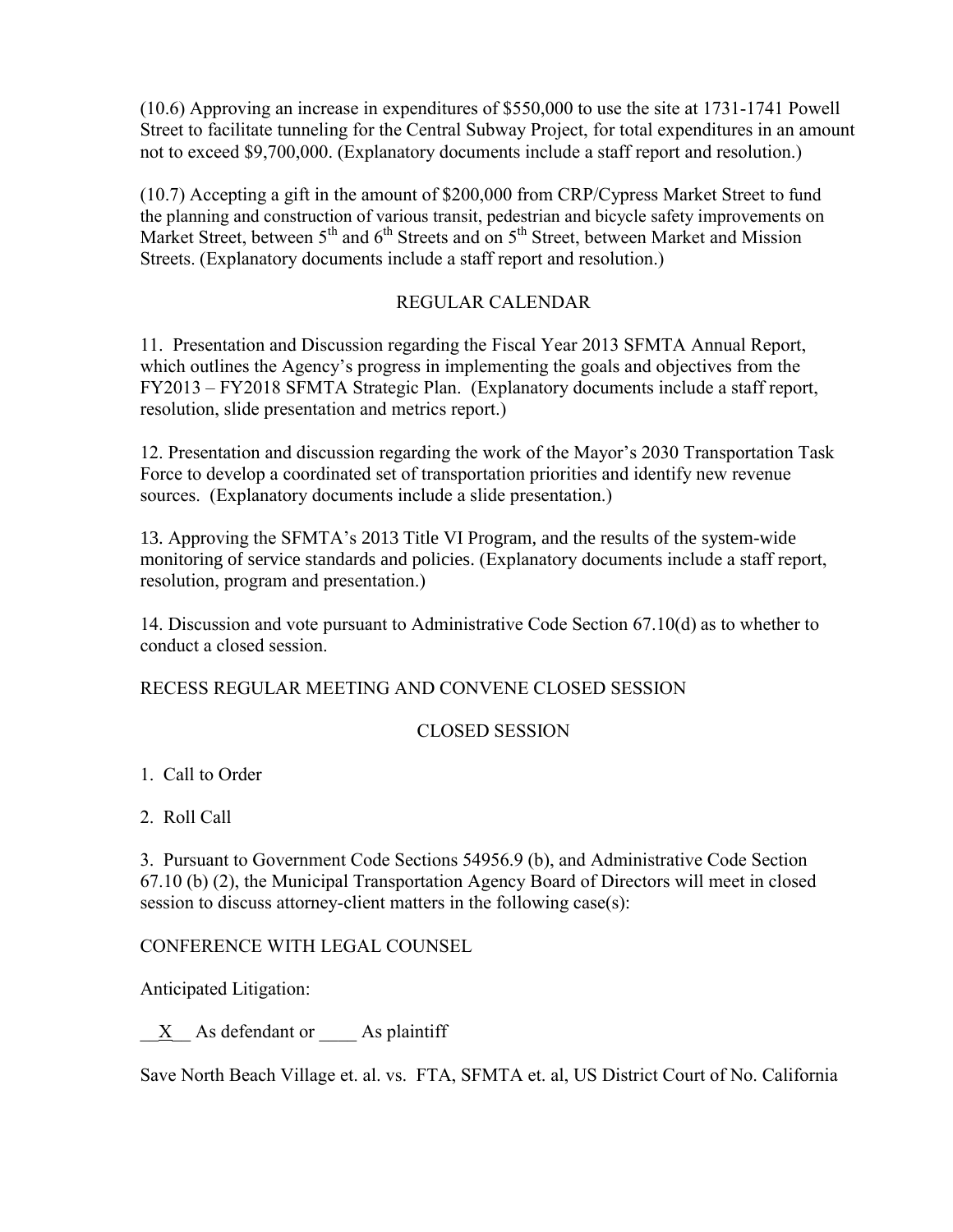(10.6) Approving an increase in expenditures of $550,000 to use the site at 1731-1741 Powell Street to facilitate tunneling for the Central Subway Project, for total expenditures in an amount not to exceed $9,700,000. (Explanatory documents include a staff report and resolution.)

(10.7) Accepting a gift in the amount of $200,000 from CRP/Cypress Market Street to fund the planning and construction of various transit, pedestrian and bicycle safety improvements on Market Street, between 5th and 6th Streets and on 5th Street, between Market and Mission Streets. (Explanatory documents include a staff report and resolution.)

## REGULAR CALENDAR

11. Presentation and Discussion regarding the Fiscal Year 2013 SFMTA Annual Report, which outlines the Agency's progress in implementing the goals and objectives from the FY2013 – FY2018 SFMTA Strategic Plan. (Explanatory documents include a staff report, resolution, slide presentation and metrics report.)

12. Presentation and discussion regarding the work of the Mayor's 2030 Transportation Task Force to develop a coordinated set of transportation priorities and identify new revenue sources. (Explanatory documents include a slide presentation.)

13. Approving the SFMTA's 2013 Title VI Program, and the results of the system-wide monitoring of service standards and policies. (Explanatory documents include a staff report, resolution, program and presentation.)

14. Discussion and vote pursuant to Administrative Code Section 67.10(d) as to whether to conduct a closed session.

RECESS REGULAR MEETING AND CONVENE CLOSED SESSION

## CLOSED SESSION

1. Call to Order

2. Roll Call

3. Pursuant to Government Code Sections 54956.9 (b), and Administrative Code Section 67.10 (b) (2), the Municipal Transportation Agency Board of Directors will meet in closed session to discuss attorney-client matters in the following case(s):

CONFERENCE WITH LEGAL COUNSEL

Anticipated Litigation:

__X__ As defendant or ____ As plaintiff

Save North Beach Village et. al. vs. FTA, SFMTA et. al, US District Court of No. California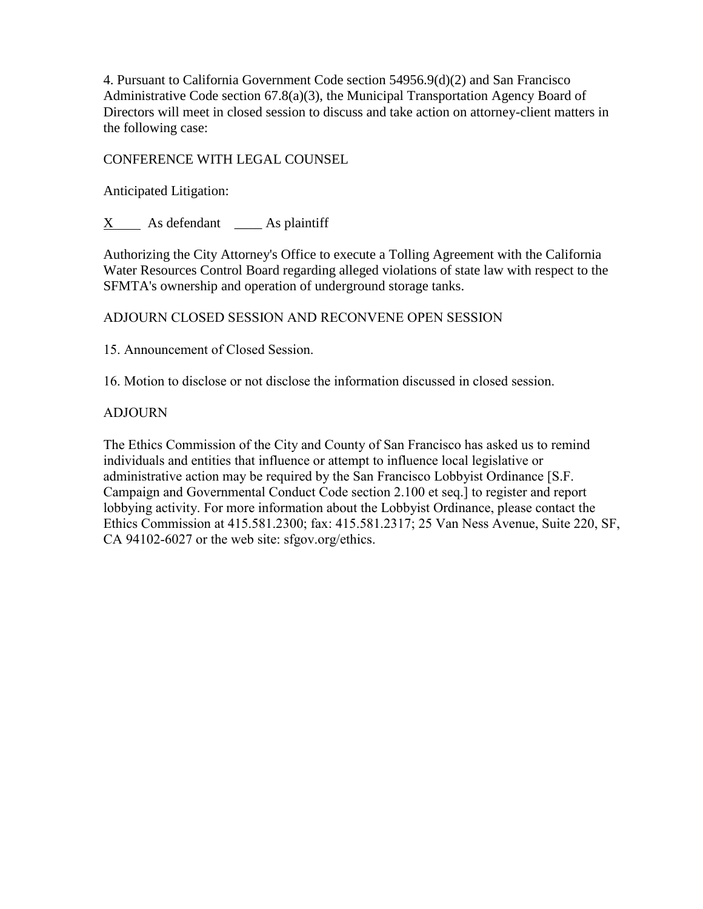4. Pursuant to California Government Code section 54956.9(d)(2) and San Francisco Administrative Code section 67.8(a)(3), the Municipal Transportation Agency Board of Directors will meet in closed session to discuss and take action on attorney-client matters in the following case:

CONFERENCE WITH LEGAL COUNSEL

Anticipated Litigation:

X____ As defendant ____ As plaintiff

Authorizing the City Attorney's Office to execute a Tolling Agreement with the California Water Resources Control Board regarding alleged violations of state law with respect to the SFMTA's ownership and operation of underground storage tanks.

ADJOURN CLOSED SESSION AND RECONVENE OPEN SESSION

15. Announcement of Closed Session.

16. Motion to disclose or not disclose the information discussed in closed session.

ADJOURN

The Ethics Commission of the City and County of San Francisco has asked us to remind individuals and entities that influence or attempt to influence local legislative or administrative action may be required by the San Francisco Lobbyist Ordinance [S.F. Campaign and Governmental Conduct Code section 2.100 et seq.] to register and report lobbying activity. For more information about the Lobbyist Ordinance, please contact the Ethics Commission at 415.581.2300; fax: 415.581.2317; 25 Van Ness Avenue, Suite 220, SF, CA 94102-6027 or the web site: sfgov.org/ethics.